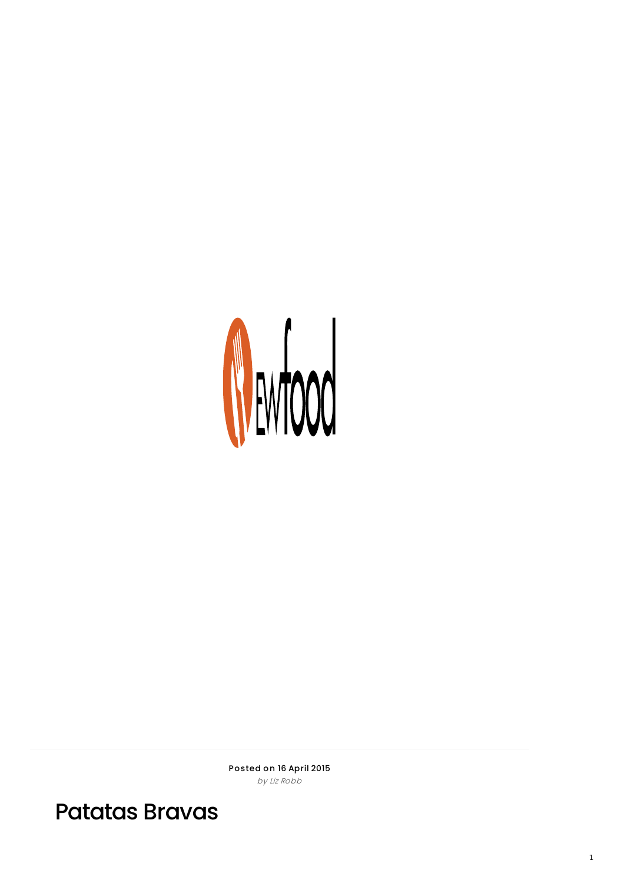**Posted on 16 April 2015**

*by Liz Robb*

# Patatas Bravas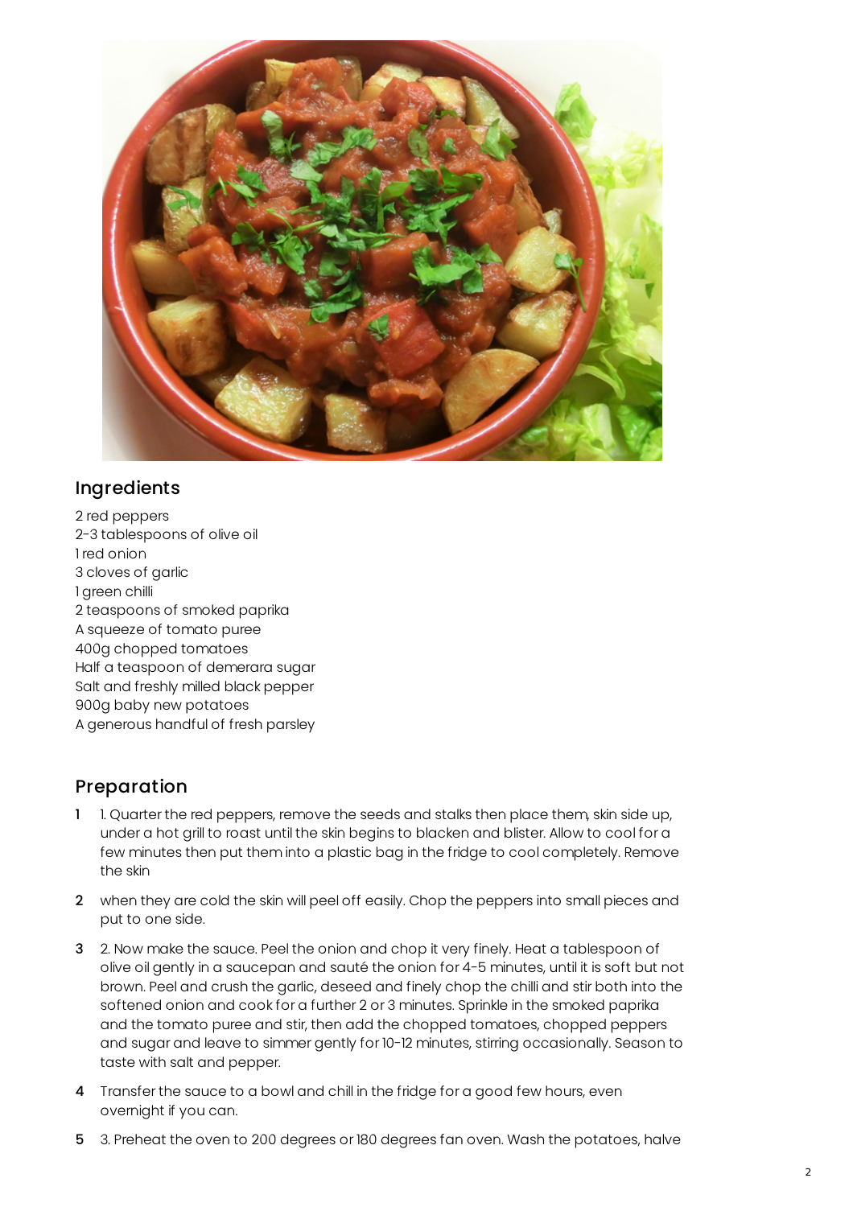## Ingredients

2 red peppers
2-3 tablespoons of olive oil
1 red onion
3 cloves of garlic
1 green chilli
2 teaspoons of smoked paprika
A squeeze of tomato puree
400g chopped tomatoes
Half a teaspoon of demerara sugar
Salt and freshly milled black pepper
900g baby new potatoes
A generous handful of fresh parsley

## Preparation

1. 1. Quarter the red peppers, remove the seeds and stalks then place them, skin side up, under a hot grill to roast until the skin begins to blacken and blister. Allow to cool for a few minutes then put them into a plastic bag in the fridge to cool completely. Remove the skin
2. when they are cold the skin will peel off easily. Chop the peppers into small pieces and put to one side.
3. 2. Now make the sauce. Peel the onion and chop it very finely. Heat a tablespoon of olive oil gently in a saucepan and sauté the onion for 4-5 minutes, until it is soft but not brown. Peel and crush the garlic, deseed and finely chop the chilli and stir both into the softened onion and cook for a further 2 or 3 minutes. Sprinkle in the smoked paprika and the tomato puree and stir, then add the chopped tomatoes, chopped peppers and sugar and leave to simmer gently for 10-12 minutes, stirring occasionally. Season to taste with salt and pepper.
4. Transfer the sauce to a bowl and chill in the fridge for a good few hours, even overnight if you can.
5. 3. Preheat the oven to 200 degrees or 180 degrees fan oven. Wash the potatoes, halve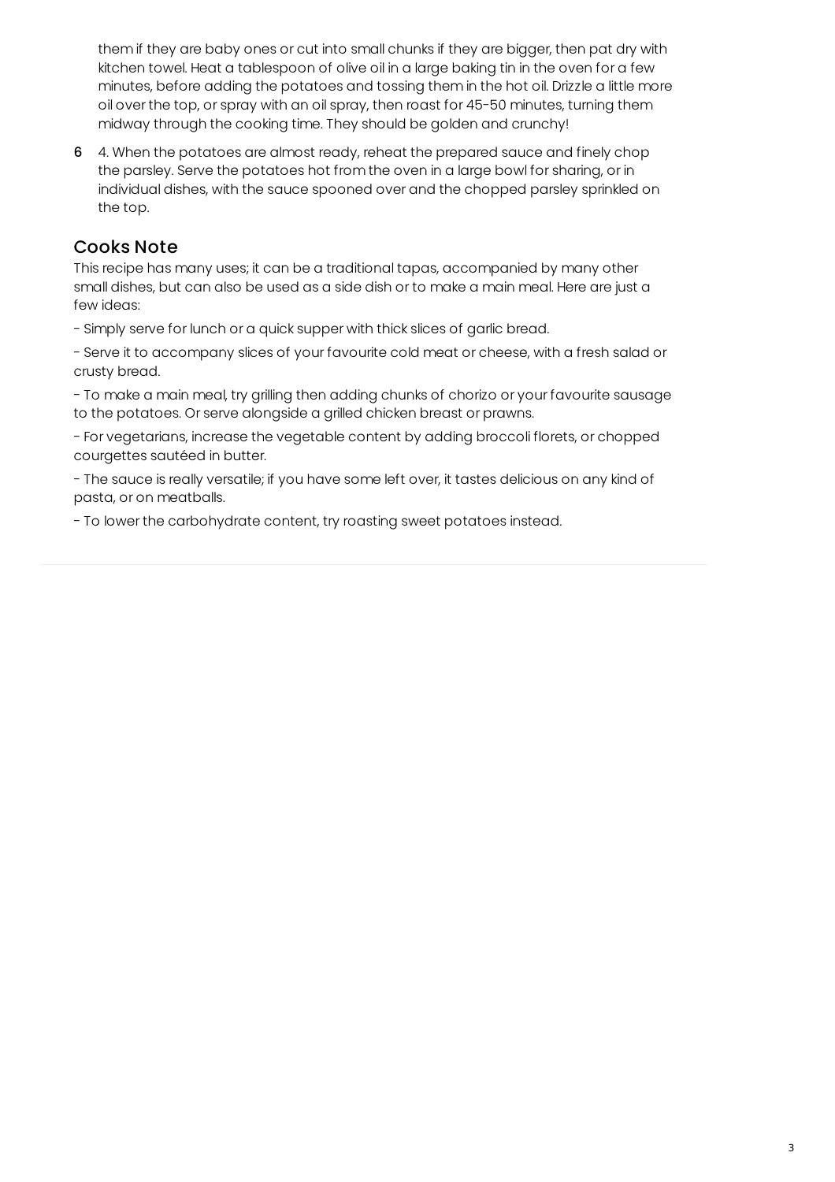them if they are baby ones or cut into small chunks if they are bigger, then pat dry with kitchen towel. Heat a tablespoon of olive oil in a large baking tin in the oven for a few minutes, before adding the potatoes and tossing them in the hot oil. Drizzle a little more oil over the top, or spray with an oil spray, then roast for 45-50 minutes, turning them midway through the cooking time. They should be golden and crunchy!

6 4. When the potatoes are almost ready, reheat the prepared sauce and finely chop the parsley. Serve the potatoes hot from the oven in a large bowl for sharing, or in individual dishes, with the sauce spooned over and the chopped parsley sprinkled on the top.

## Cooks Note

This recipe has many uses; it can be a traditional tapas, accompanied by many other small dishes, but can also be used as a side dish or to make a main meal. Here are just a few ideas:

- Simply serve for lunch or a quick supper with thick slices of garlic bread.

- Serve it to accompany slices of your favourite cold meat or cheese, with a fresh salad or crusty bread.

- To make a main meal, try grilling then adding chunks of chorizo or your favourite sausage to the potatoes. Or serve alongside a grilled chicken breast or prawns.

- For vegetarians, increase the vegetable content by adding broccoli florets, or chopped courgettes sautéed in butter.

- The sauce is really versatile; if you have some left over, it tastes delicious on any kind of pasta, or on meatballs.

- To lower the carbohydrate content, try roasting sweet potatoes instead.